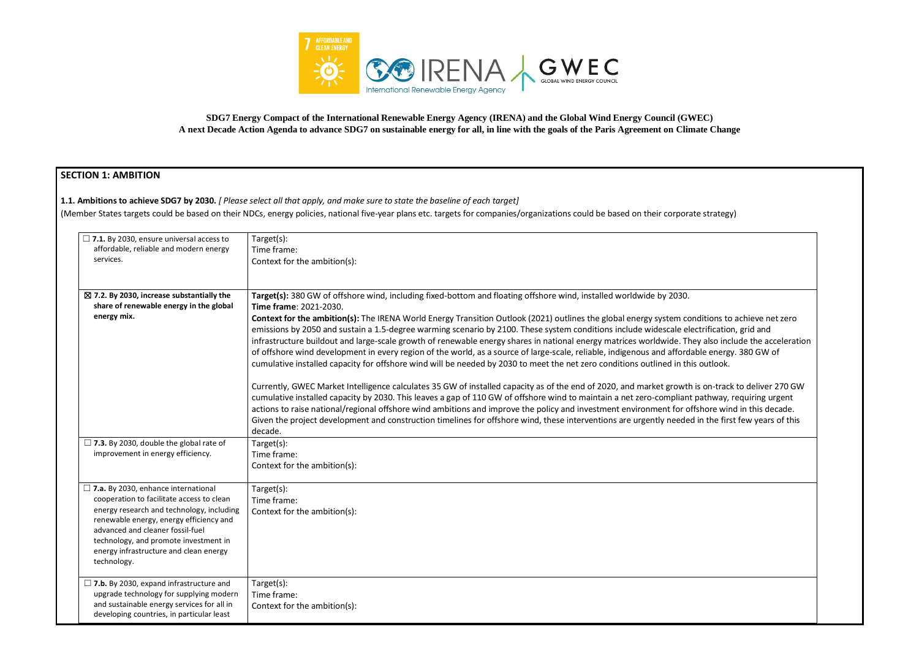**SDG7 Energy Compact of the International Renewable Energy Agency (IRENA) and the Global Wind Energy Council (GWEC)**
**A next Decade Action Agenda to advance SDG7 on sustainable energy for all, in line with the goals of the Paris Agreement on Climate Change**

## SECTION 1: AMBITION

**1.1. Ambitions to achieve SDG7 by 2030.** *[ Please select all that apply, and make sure to state the baseline of each target]*

(Member States targets could be based on their NDCs, energy policies, national five-year plans etc. targets for companies/organizations could be based on their corporate strategy)

| | |
|---|---|
| ☐ **7.1.** By 2030, ensure universal access to affordable, reliable and modern energy services. | Target(s):<br>Time frame:<br>Context for the ambition(s): |
| ☒ **7.2. By 2030, increase substantially the share of renewable energy in the global energy mix.** | **Target(s):** 380 GW of offshore wind, including fixed-bottom and floating offshore wind, installed worldwide by 2030.<br>**Time frame**: 2021-2030.<br>**Context for the ambition(s):** The IRENA World Energy Transition Outlook (2021) outlines the global energy system conditions to achieve net zero emissions by 2050 and sustain a 1.5-degree warming scenario by 2100. These system conditions include widescale electrification, grid and infrastructure buildout and large-scale growth of renewable energy shares in national energy matrices worldwide. They also include the acceleration of offshore wind development in every region of the world, as a source of large-scale, reliable, indigenous and affordable energy. 380 GW of cumulative installed capacity for offshore wind will be needed by 2030 to meet the net zero conditions outlined in this outlook.<br><br>Currently, GWEC Market Intelligence calculates 35 GW of installed capacity as of the end of 2020, and market growth is on-track to deliver 270 GW cumulative installed capacity by 2030. This leaves a gap of 110 GW of offshore wind to maintain a net zero-compliant pathway, requiring urgent actions to raise national/regional offshore wind ambitions and improve the policy and investment environment for offshore wind in this decade. Given the project development and construction timelines for offshore wind, these interventions are urgently needed in the first few years of this decade. |
| ☐ **7.3.** By 2030, double the global rate of improvement in energy efficiency. | Target(s):<br>Time frame:<br>Context for the ambition(s): |
| ☐ **7.a.** By 2030, enhance international cooperation to facilitate access to clean energy research and technology, including renewable energy, energy efficiency and advanced and cleaner fossil-fuel technology, and promote investment in energy infrastructure and clean energy technology. | Target(s):<br>Time frame:<br>Context for the ambition(s): |
| ☐ **7.b.** By 2030, expand infrastructure and upgrade technology for supplying modern and sustainable energy services for all in developing countries, in particular least | Target(s):<br>Time frame:<br>Context for the ambition(s): |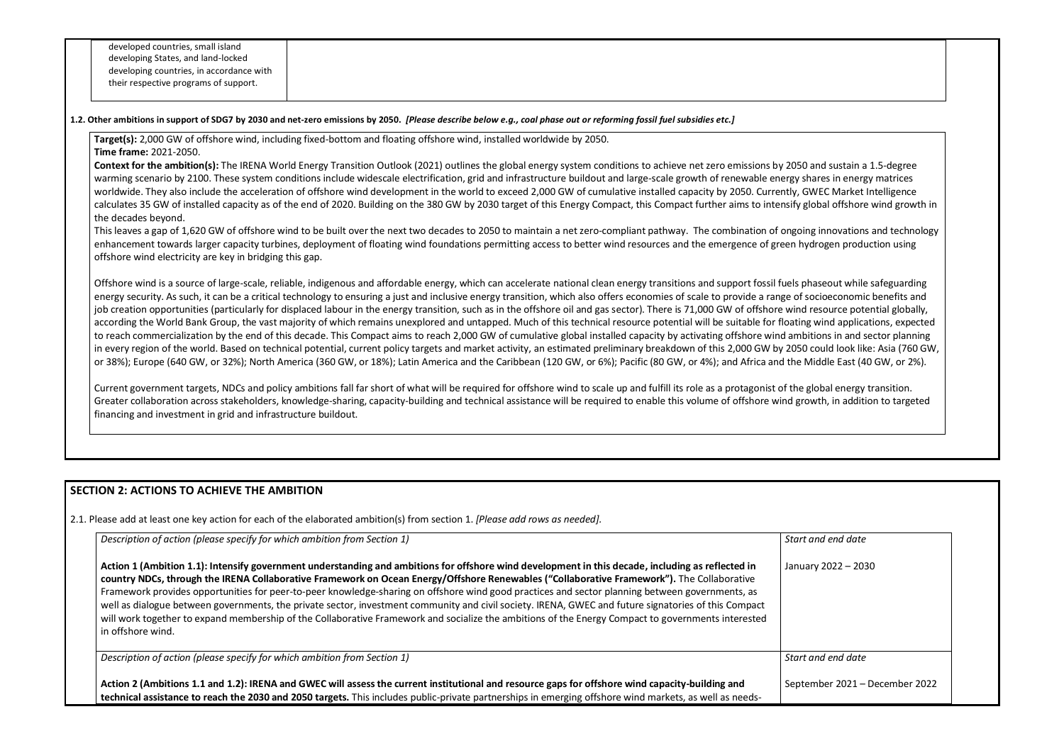| | |
|---|---|
| developed countries, small island developing States, and land-locked developing countries, in accordance with their respective programs of support. | |

**1.2. Other ambitions in support of SDG7 by 2030 and net-zero emissions by 2050.** *[Please describe below e.g., coal phase out or reforming fossil fuel subsidies etc.]*

**Target(s):** 2,000 GW of offshore wind, including fixed-bottom and floating offshore wind, installed worldwide by 2050.
**Time frame:** 2021-2050.
**Context for the ambition(s):** The IRENA World Energy Transition Outlook (2021) outlines the global energy system conditions to achieve net zero emissions by 2050 and sustain a 1.5-degree warming scenario by 2100. These system conditions include widescale electrification, grid and infrastructure buildout and large-scale growth of renewable energy shares in energy matrices worldwide. They also include the acceleration of offshore wind development in the world to exceed 2,000 GW of cumulative installed capacity by 2050. Currently, GWEC Market Intelligence calculates 35 GW of installed capacity as of the end of 2020. Building on the 380 GW by 2030 target of this Energy Compact, this Compact further aims to intensify global offshore wind growth in the decades beyond.
This leaves a gap of 1,620 GW of offshore wind to be built over the next two decades to 2050 to maintain a net zero-compliant pathway. The combination of ongoing innovations and technology enhancement towards larger capacity turbines, deployment of floating wind foundations permitting access to better wind resources and the emergence of green hydrogen production using offshore wind electricity are key in bridging this gap.

Offshore wind is a source of large-scale, reliable, indigenous and affordable energy, which can accelerate national clean energy transitions and support fossil fuels phaseout while safeguarding energy security. As such, it can be a critical technology to ensuring a just and inclusive energy transition, which also offers economies of scale to provide a range of socioeconomic benefits and job creation opportunities (particularly for displaced labour in the energy transition, such as in the offshore oil and gas sector). There is 71,000 GW of offshore wind resource potential globally, according the World Bank Group, the vast majority of which remains unexplored and untapped. Much of this technical resource potential will be suitable for floating wind applications, expected to reach commercialization by the end of this decade. This Compact aims to reach 2,000 GW of cumulative global installed capacity by activating offshore wind ambitions in and sector planning in every region of the world. Based on technical potential, current policy targets and market activity, an estimated preliminary breakdown of this 2,000 GW by 2050 could look like: Asia (760 GW, or 38%); Europe (640 GW, or 32%); North America (360 GW, or 18%); Latin America and the Caribbean (120 GW, or 6%); Pacific (80 GW, or 4%); and Africa and the Middle East (40 GW, or 2%).

Current government targets, NDCs and policy ambitions fall far short of what will be required for offshore wind to scale up and fulfill its role as a protagonist of the global energy transition. Greater collaboration across stakeholders, knowledge-sharing, capacity-building and technical assistance will be required to enable this volume of offshore wind growth, in addition to targeted financing and investment in grid and infrastructure buildout.

## SECTION 2: ACTIONS TO ACHIEVE THE AMBITION

2.1. Please add at least one key action for each of the elaborated ambition(s) from section 1. *[Please add rows as needed].*

| *Description of action (please specify for which ambition from Section 1)* | *Start and end date* |
|---|---|
| **Action 1 (Ambition 1.1): Intensify government understanding and ambitions for offshore wind development in this decade, including as reflected in country NDCs, through the IRENA Collaborative Framework on Ocean Energy/Offshore Renewables ("Collaborative Framework").** The Collaborative Framework provides opportunities for peer-to-peer knowledge-sharing on offshore wind good practices and sector planning between governments, as well as dialogue between governments, the private sector, investment community and civil society. IRENA, GWEC and future signatories of this Compact will work together to expand membership of the Collaborative Framework and socialize the ambitions of the Energy Compact to governments interested in offshore wind. | January 2022 – 2030 |
| *Description of action (please specify for which ambition from Section 1)* | *Start and end date* |
| **Action 2 (Ambitions 1.1 and 1.2): IRENA and GWEC will assess the current institutional and resource gaps for offshore wind capacity-building and technical assistance to reach the 2030 and 2050 targets.** This includes public-private partnerships in emerging offshore wind markets, as well as needs- | September 2021 – December 2022 |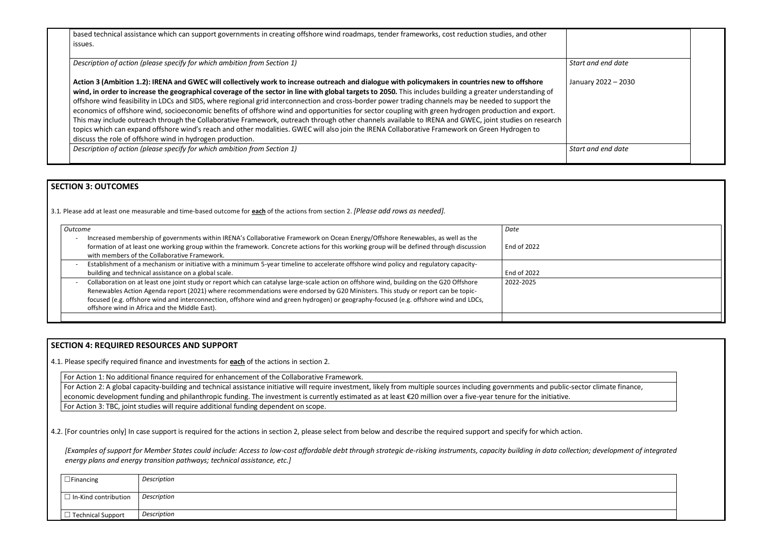| | |
|---|---|
| based technical assistance which can support governments in creating offshore wind roadmaps, tender frameworks, cost reduction studies, and other issues. | |
| *Description of action (please specify for which ambition from Section 1)* | *Start and end date* |
| **Action 3 (Ambition 1.2): IRENA and GWEC will collectively work to increase outreach and dialogue with policymakers in countries new to offshore wind, in order to increase the geographical coverage of the sector in line with global targets to 2050.** This includes building a greater understanding of offshore wind feasibility in LDCs and SIDS, where regional grid interconnection and cross-border power trading channels may be needed to support the economics of offshore wind, socioeconomic benefits of offshore wind and opportunities for sector coupling with green hydrogen production and export. This may include outreach through the Collaborative Framework, outreach through other channels available to IRENA and GWEC, joint studies on research topics which can expand offshore wind's reach and other modalities. GWEC will also join the IRENA Collaborative Framework on Green Hydrogen to discuss the role of offshore wind in hydrogen production. | January 2022 – 2030 |
| *Description of action (please specify for which ambition from Section 1)* | *Start and end date* |

## SECTION 3: OUTCOMES

3.1. Please add at least one measurable and time-based outcome for **each** of the actions from section 2. *[Please add rows as needed].*

| *Outcome* | *Date* |
|---|---|
| - Increased membership of governments within IRENA's Collaborative Framework on Ocean Energy/Offshore Renewables, as well as the formation of at least one working group within the framework. Concrete actions for this working group will be defined through discussion with members of the Collaborative Framework. | End of 2022 |
| - Establishment of a mechanism or initiative with a minimum 5-year timeline to accelerate offshore wind policy and regulatory capacity-building and technical assistance on a global scale. | End of 2022 |
| - Collaboration on at least one joint study or report which can catalyse large-scale action on offshore wind, building on the G20 Offshore Renewables Action Agenda report (2021) where recommendations were endorsed by G20 Ministers. This study or report can be topic-focused (e.g. offshore wind and interconnection, offshore wind and green hydrogen) or geography-focused (e.g. offshore wind and LDCs, offshore wind in Africa and the Middle East). | 2022-2025 |
| | |

## SECTION 4: REQUIRED RESOURCES AND SUPPORT

4.1. Please specify required finance and investments for **each** of the actions in section 2.

| |
|---|
| For Action 1: No additional finance required for enhancement of the Collaborative Framework. |
| For Action 2: A global capacity-building and technical assistance initiative will require investment, likely from multiple sources including governments and public-sector climate finance, economic development funding and philanthropic funding. The investment is currently estimated as at least €20 million over a five-year tenure for the initiative. |
| For Action 3: TBC, joint studies will require additional funding dependent on scope. |

4.2. [For countries only] In case support is required for the actions in section 2, please select from below and describe the required support and specify for which action.

*[Examples of support for Member States could include: Access to low-cost affordable debt through strategic de-risking instruments, capacity building in data collection; development of integrated energy plans and energy transition pathways; technical assistance, etc.]*

| | |
|---|---|
| ☐ Financing | *Description* |
| ☐ In-Kind contribution | *Description* |
| ☐ Technical Support | *Description* |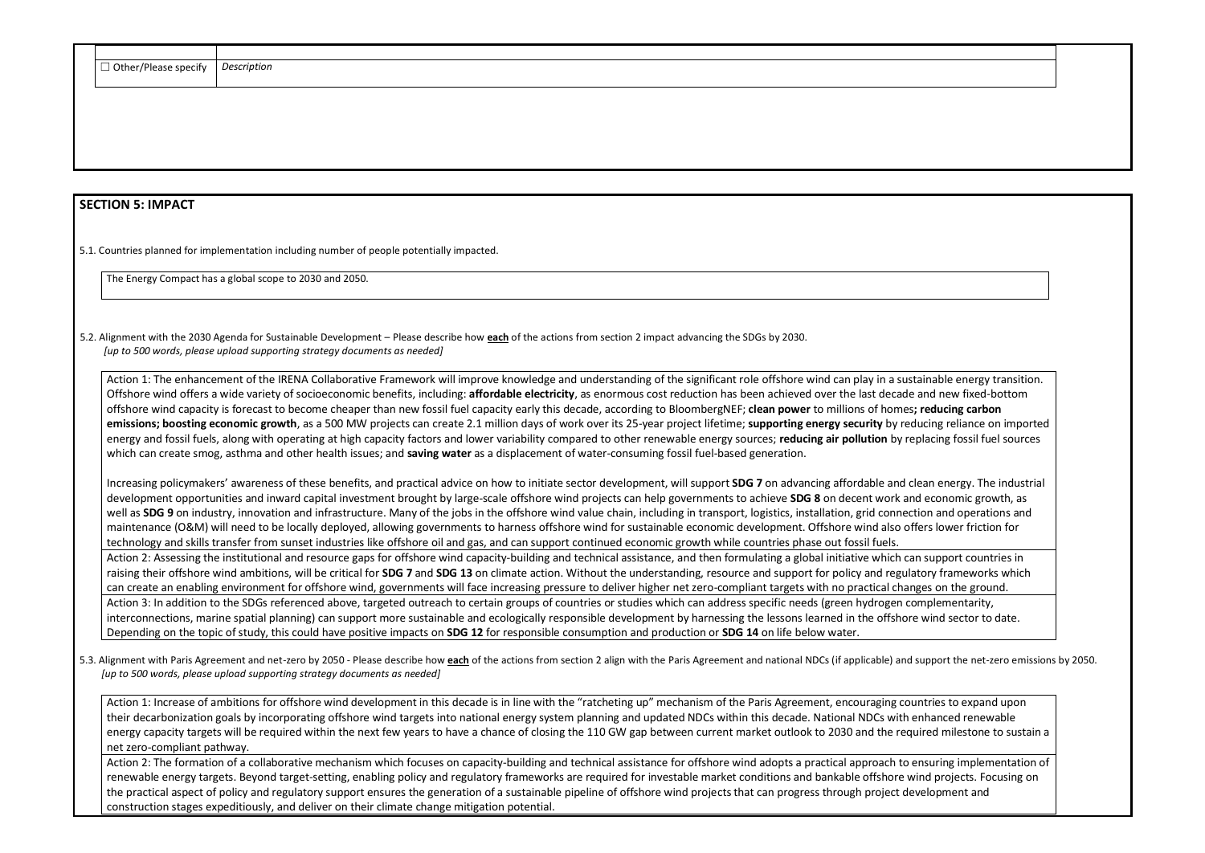| | |
|---|---|
| ☐ Other/Please specify | *Description* |

## SECTION 5: IMPACT

5.1. Countries planned for implementation including number of people potentially impacted.

The Energy Compact has a global scope to 2030 and 2050.

5.2. Alignment with the 2030 Agenda for Sustainable Development – Please describe how **each** of the actions from section 2 impact advancing the SDGs by 2030.
*[up to 500 words, please upload supporting strategy documents as needed]*

Action 1: The enhancement of the IRENA Collaborative Framework will improve knowledge and understanding of the significant role offshore wind can play in a sustainable energy transition. Offshore wind offers a wide variety of socioeconomic benefits, including: **affordable electricity**, as enormous cost reduction has been achieved over the last decade and new fixed-bottom offshore wind capacity is forecast to become cheaper than new fossil fuel capacity early this decade, according to BloombergNEF; **clean power** to millions of homes**; reducing carbon emissions; boosting economic growth**, as a 500 MW projects can create 2.1 million days of work over its 25-year project lifetime; **supporting energy security** by reducing reliance on imported energy and fossil fuels, along with operating at high capacity factors and lower variability compared to other renewable energy sources; **reducing air pollution** by replacing fossil fuel sources which can create smog, asthma and other health issues; and **saving water** as a displacement of water-consuming fossil fuel-based generation.

Increasing policymakers' awareness of these benefits, and practical advice on how to initiate sector development, will support **SDG 7** on advancing affordable and clean energy. The industrial development opportunities and inward capital investment brought by large-scale offshore wind projects can help governments to achieve **SDG 8** on decent work and economic growth, as well as **SDG 9** on industry, innovation and infrastructure. Many of the jobs in the offshore wind value chain, including in transport, logistics, installation, grid connection and operations and maintenance (O&M) will need to be locally deployed, allowing governments to harness offshore wind for sustainable economic development. Offshore wind also offers lower friction for technology and skills transfer from sunset industries like offshore oil and gas, and can support continued economic growth while countries phase out fossil fuels.

Action 2: Assessing the institutional and resource gaps for offshore wind capacity-building and technical assistance, and then formulating a global initiative which can support countries in raising their offshore wind ambitions, will be critical for **SDG 7** and **SDG 13** on climate action. Without the understanding, resource and support for policy and regulatory frameworks which can create an enabling environment for offshore wind, governments will face increasing pressure to deliver higher net zero-compliant targets with no practical changes on the ground.

Action 3: In addition to the SDGs referenced above, targeted outreach to certain groups of countries or studies which can address specific needs (green hydrogen complementarity, interconnections, marine spatial planning) can support more sustainable and ecologically responsible development by harnessing the lessons learned in the offshore wind sector to date. Depending on the topic of study, this could have positive impacts on **SDG 12** for responsible consumption and production or **SDG 14** on life below water.

5.3. Alignment with Paris Agreement and net-zero by 2050 - Please describe how **each** of the actions from section 2 align with the Paris Agreement and national NDCs (if applicable) and support the net-zero emissions by 2050.
*[up to 500 words, please upload supporting strategy documents as needed]*

Action 1: Increase of ambitions for offshore wind development in this decade is in line with the "ratcheting up" mechanism of the Paris Agreement, encouraging countries to expand upon their decarbonization goals by incorporating offshore wind targets into national energy system planning and updated NDCs within this decade. National NDCs with enhanced renewable energy capacity targets will be required within the next few years to have a chance of closing the 110 GW gap between current market outlook to 2030 and the required milestone to sustain a net zero-compliant pathway.

Action 2: The formation of a collaborative mechanism which focuses on capacity-building and technical assistance for offshore wind adopts a practical approach to ensuring implementation of renewable energy targets. Beyond target-setting, enabling policy and regulatory frameworks are required for investable market conditions and bankable offshore wind projects. Focusing on the practical aspect of policy and regulatory support ensures the generation of a sustainable pipeline of offshore wind projects that can progress through project development and construction stages expeditiously, and deliver on their climate change mitigation potential.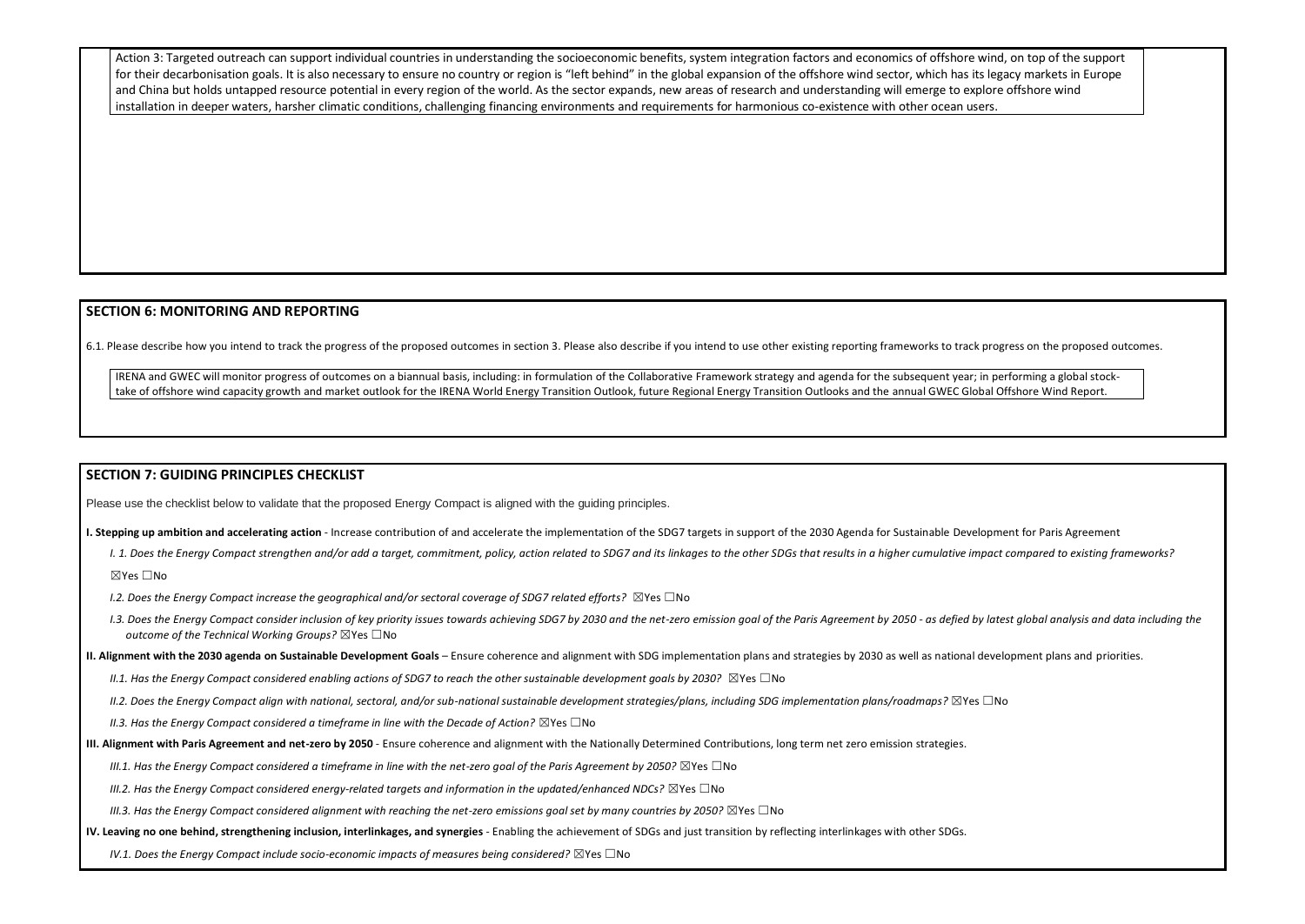Action 3: Targeted outreach can support individual countries in understanding the socioeconomic benefits, system integration factors and economics of offshore wind, on top of the support for their decarbonisation goals. It is also necessary to ensure no country or region is "left behind" in the global expansion of the offshore wind sector, which has its legacy markets in Europe and China but holds untapped resource potential in every region of the world. As the sector expands, new areas of research and understanding will emerge to explore offshore wind installation in deeper waters, harsher climatic conditions, challenging financing environments and requirements for harmonious co-existence with other ocean users.

## SECTION 6: MONITORING AND REPORTING

6.1. Please describe how you intend to track the progress of the proposed outcomes in section 3. Please also describe if you intend to use other existing reporting frameworks to track progress on the proposed outcomes.

IRENA and GWEC will monitor progress of outcomes on a biannual basis, including: in formulation of the Collaborative Framework strategy and agenda for the subsequent year; in performing a global stock-take of offshore wind capacity growth and market outlook for the IRENA World Energy Transition Outlook, future Regional Energy Transition Outlooks and the annual GWEC Global Offshore Wind Report.

## SECTION 7: GUIDING PRINCIPLES CHECKLIST

Please use the checklist below to validate that the proposed Energy Compact is aligned with the guiding principles.

**I. Stepping up ambition and accelerating action** - Increase contribution of and accelerate the implementation of the SDG7 targets in support of the 2030 Agenda for Sustainable Development for Paris Agreement

*I. 1. Does the Energy Compact strengthen and/or add a target, commitment, policy, action related to SDG7 and its linkages to the other SDGs that results in a higher cumulative impact compared to existing frameworks?*

☒Yes ☐No

*I.2. Does the Energy Compact increase the geographical and/or sectoral coverage of SDG7 related efforts?* ☒Yes ☐No

*I.3. Does the Energy Compact consider inclusion of key priority issues towards achieving SDG7 by 2030 and the net-zero emission goal of the Paris Agreement by 2050 - as defied by latest global analysis and data including the outcome of the Technical Working Groups?* ☒Yes ☐No

**II. Alignment with the 2030 agenda on Sustainable Development Goals** – Ensure coherence and alignment with SDG implementation plans and strategies by 2030 as well as national development plans and priorities.

*II.1. Has the Energy Compact considered enabling actions of SDG7 to reach the other sustainable development goals by 2030?* ☒Yes ☐No

*II.2. Does the Energy Compact align with national, sectoral, and/or sub-national sustainable development strategies/plans, including SDG implementation plans/roadmaps?* ☒Yes ☐No

*II.3. Has the Energy Compact considered a timeframe in line with the Decade of Action?* ☒Yes ☐No

**III. Alignment with Paris Agreement and net-zero by 2050** - Ensure coherence and alignment with the Nationally Determined Contributions, long term net zero emission strategies.

*III.1. Has the Energy Compact considered a timeframe in line with the net-zero goal of the Paris Agreement by 2050?* ☒Yes ☐No

*III.2. Has the Energy Compact considered energy-related targets and information in the updated/enhanced NDCs?* ☒Yes ☐No

*III.3. Has the Energy Compact considered alignment with reaching the net-zero emissions goal set by many countries by 2050?* ☒Yes ☐No

**IV. Leaving no one behind, strengthening inclusion, interlinkages, and synergies** - Enabling the achievement of SDGs and just transition by reflecting interlinkages with other SDGs.

*IV.1. Does the Energy Compact include socio-economic impacts of measures being considered?* ☒Yes ☐No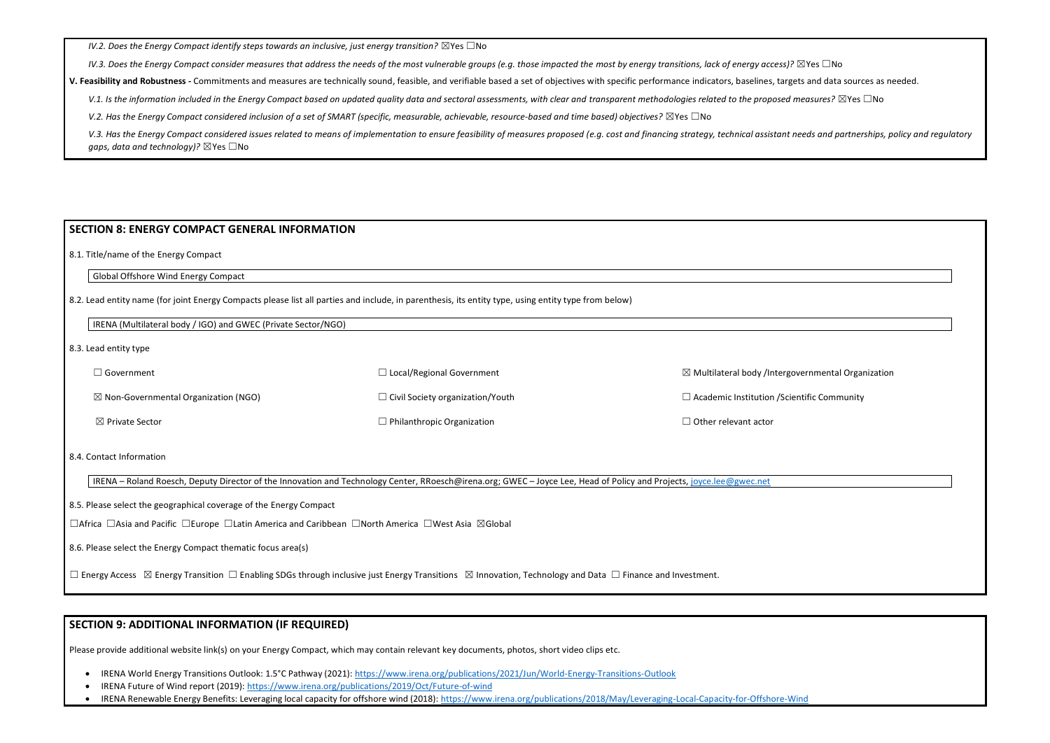*IV.2. Does the Energy Compact identify steps towards an inclusive, just energy transition?* ☒Yes ☐No

*IV.3. Does the Energy Compact consider measures that address the needs of the most vulnerable groups (e.g. those impacted the most by energy transitions, lack of energy access)?* ☒Yes ☐No

**V. Feasibility and Robustness -** Commitments and measures are technically sound, feasible, and verifiable based a set of objectives with specific performance indicators, baselines, targets and data sources as needed.

*V.1. Is the information included in the Energy Compact based on updated quality data and sectoral assessments, with clear and transparent methodologies related to the proposed measures?* ☒Yes ☐No

*V.2. Has the Energy Compact considered inclusion of a set of SMART (specific, measurable, achievable, resource-based and time based) objectives?* ☒Yes ☐No

*V.3. Has the Energy Compact considered issues related to means of implementation to ensure feasibility of measures proposed (e.g. cost and financing strategy, technical assistant needs and partnerships, policy and regulatory gaps, data and technology)?* ☒Yes ☐No

## SECTION 8: ENERGY COMPACT GENERAL INFORMATION

8.1. Title/name of the Energy Compact

Global Offshore Wind Energy Compact

8.2. Lead entity name (for joint Energy Compacts please list all parties and include, in parenthesis, its entity type, using entity type from below)

IRENA (Multilateral body / IGO) and GWEC (Private Sector/NGO)

8.3. Lead entity type

| | | |
|---|---|---|
| ☐ Government | ☐ Local/Regional Government | ☒ Multilateral body /Intergovernmental Organization |
| ☒ Non-Governmental Organization (NGO) | ☐ Civil Society organization/Youth | ☐ Academic Institution /Scientific Community |
| ☒ Private Sector | ☐ Philanthropic Organization | ☐ Other relevant actor |

8.4. Contact Information

IRENA – Roland Roesch, Deputy Director of the Innovation and Technology Center, RRoesch@irena.org; GWEC – Joyce Lee, Head of Policy and Projects, joyce.lee@gwec.net

8.5. Please select the geographical coverage of the Energy Compact

☐Africa ☐Asia and Pacific ☐Europe ☐Latin America and Caribbean ☐North America ☐West Asia ☒Global

8.6. Please select the Energy Compact thematic focus area(s)

☐ Energy Access ☒ Energy Transition ☐ Enabling SDGs through inclusive just Energy Transitions ☒ Innovation, Technology and Data ☐ Finance and Investment.

## SECTION 9: ADDITIONAL INFORMATION (IF REQUIRED)

Please provide additional website link(s) on your Energy Compact, which may contain relevant key documents, photos, short video clips etc.

- IRENA World Energy Transitions Outlook: 1.5°C Pathway (2021): https://www.irena.org/publications/2021/Jun/World-Energy-Transitions-Outlook
- IRENA Future of Wind report (2019): https://www.irena.org/publications/2019/Oct/Future-of-wind
- IRENA Renewable Energy Benefits: Leveraging local capacity for offshore wind (2018): https://www.irena.org/publications/2018/May/Leveraging-Local-Capacity-for-Offshore-Wind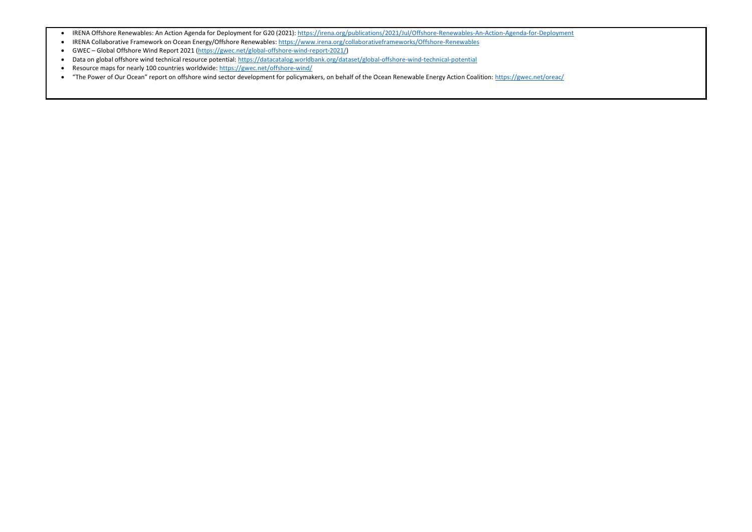- IRENA Offshore Renewables: An Action Agenda for Deployment for G20 (2021): https://irena.org/publications/2021/Jul/Offshore-Renewables-An-Action-Agenda-for-Deployment
- IRENA Collaborative Framework on Ocean Energy/Offshore Renewables: https://www.irena.org/collaborativeframeworks/Offshore-Renewables
- GWEC – Global Offshore Wind Report 2021 (https://gwec.net/global-offshore-wind-report-2021/)
- Data on global offshore wind technical resource potential: https://datacatalog.worldbank.org/dataset/global-offshore-wind-technical-potential
- Resource maps for nearly 100 countries worldwide: https://gwec.net/offshore-wind/
- "The Power of Our Ocean" report on offshore wind sector development for policymakers, on behalf of the Ocean Renewable Energy Action Coalition: https://gwec.net/oreac/